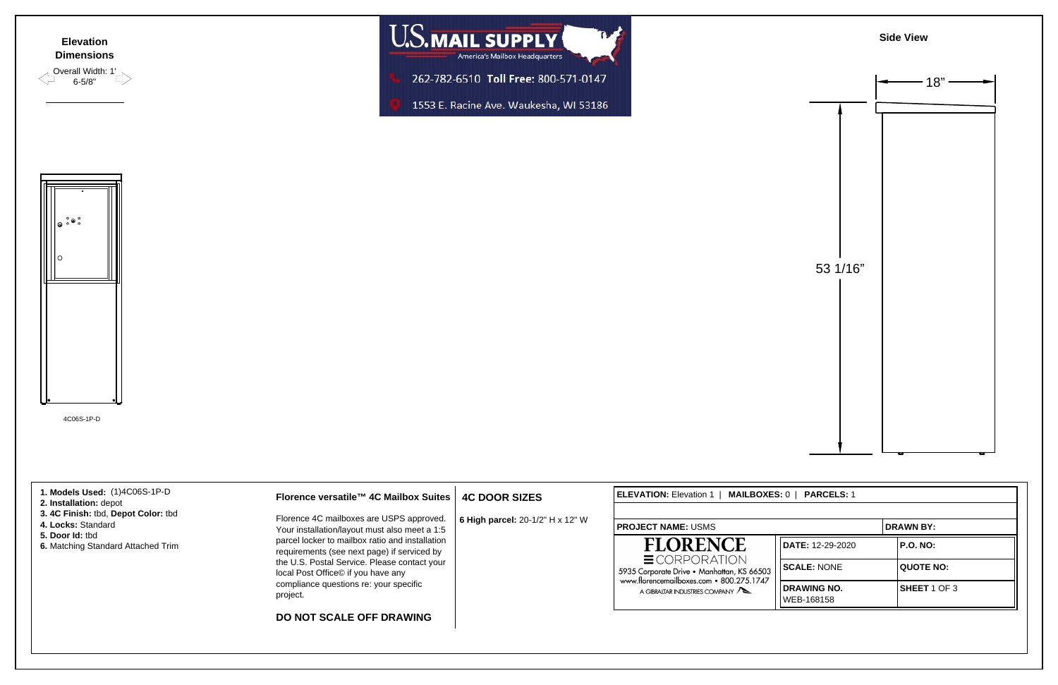**Elevation Dimensions**

Overall Width: 1' 6-5/8"

4C06S-1P-D

**Side View**

18”

53 1/16”

U.S. MAIL SUPPLY
America's Mailbox Headquarters
262-782-6510 **Toll Free:** 800-571-0147
1553 E. Racine Ave. Waukesha, WI 53186

1. **Models Used:** (1)4C06S-1P-D
2. **Installation:** depot
3. **4C Finish:** tbd, **Depot Color:** tbd
4. **Locks:** Standard
5. **Door Id:** tbd
6. Matching Standard Attached Trim

**Florence versatile™ 4C Mailbox Suites**

Florence 4C mailboxes are USPS approved. Your installation/layout must also meet a 1:5 parcel locker to mailbox ratio and installation requirements (see next page) if serviced by the U.S. Postal Service. Please contact your local Post Office© if you have any compliance questions re: your specific project.

**DO NOT SCALE OFF DRAWING**

**4C DOOR SIZES**

**6 High parcel:** 20-1/2" H x 12" W

**ELEVATION:** Elevation 1 | **MAILBOXES:** 0 | **PARCELS:** 1

| **PROJECT NAME:** USMS | | **DRAWN BY:** |
|---|---|---|
| FLORENCE CORPORATION<br>5935 Corporate Drive • Manhattan, KS 66503<br>www.florencemailboxes.com • 800.275.1747<br>A GIBRALTAR INDUSTRIES COMPANY | **DATE:** 12-29-2020 | **P.O. NO:** |
| | **SCALE:** NONE | **QUOTE NO:** |
| | **DRAWING NO.** WEB-168158 | **SHEET** 1 OF 3 |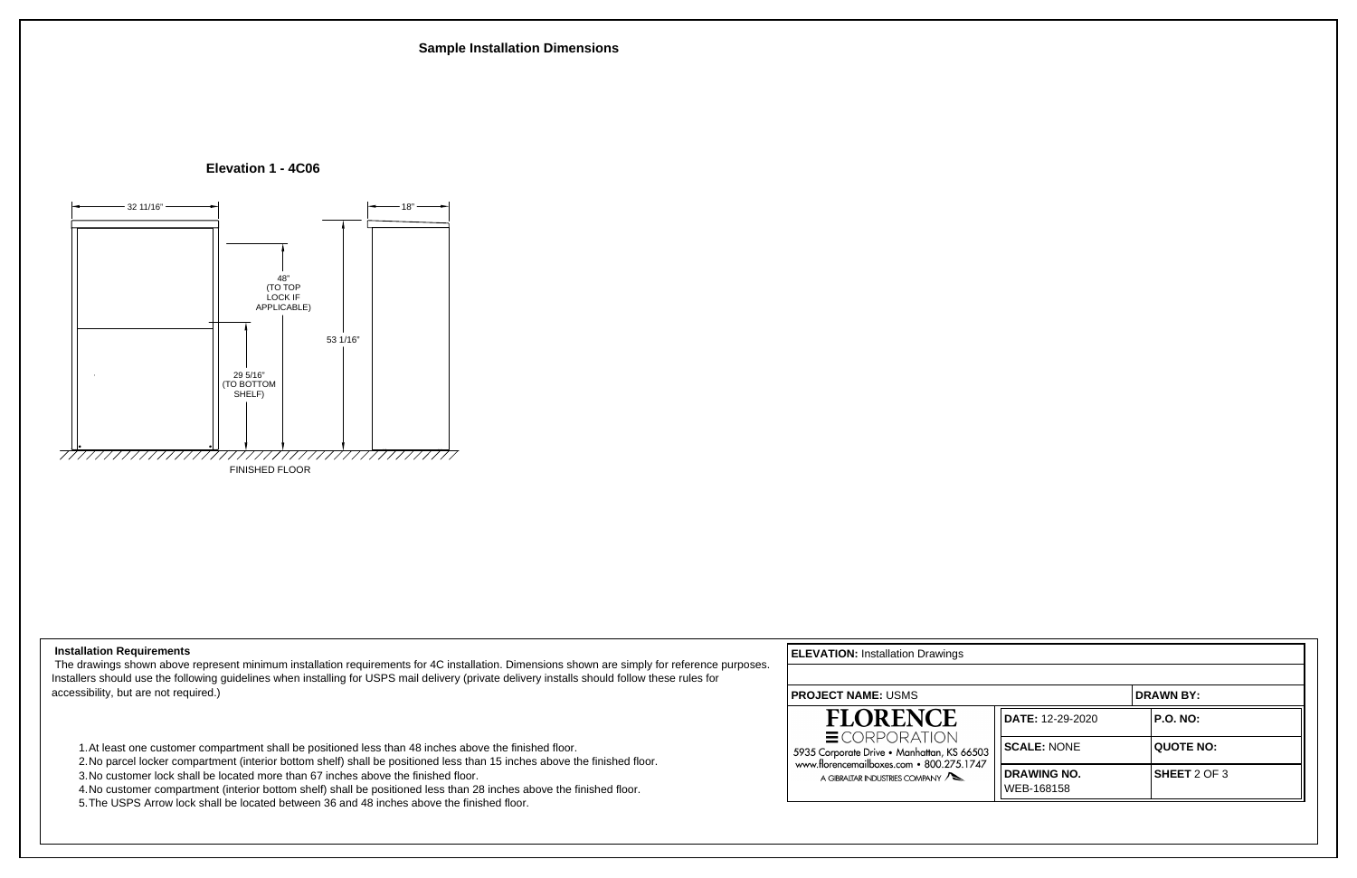## Sample Installation Dimensions

### Elevation 1 - 4C06

32 11/16"

18"

48" (TO TOP LOCK IF APPLICABLE)

53 1/16"

29 5/16" (TO BOTTOM SHELF)

FINISHED FLOOR

**Installation Requirements**

The drawings shown above represent minimum installation requirements for 4C installation. Dimensions shown are simply for reference purposes. Installers should use the following guidelines when installing for USPS mail delivery (private delivery installs should follow these rules for accessibility, but are not required.)

1. At least one customer compartment shall be positioned less than 48 inches above the finished floor.
2. No parcel locker compartment (interior bottom shelf) shall be positioned less than 15 inches above the finished floor.
3. No customer lock shall be located more than 67 inches above the finished floor.
4. No customer compartment (interior bottom shelf) shall be positioned less than 28 inches above the finished floor.
5. The USPS Arrow lock shall be located between 36 and 48 inches above the finished floor.

| **ELEVATION:** Installation Drawings | | |
|---|---|---|
| **PROJECT NAME:** USMS | | **DRAWN BY:** |
| **FLORENCE** CORPORATION<br>5935 Corporate Drive • Manhattan, KS 66503<br>www.florencemailboxes.com • 800.275.1747<br>A GIBRALTAR INDUSTRIES COMPANY | **DATE:** 12-29-2020 | **P.O. NO:** |
| | **SCALE:** NONE | **QUOTE NO:** |
| | **DRAWING NO.** WEB-168158 | **SHEET** 2 OF 3 |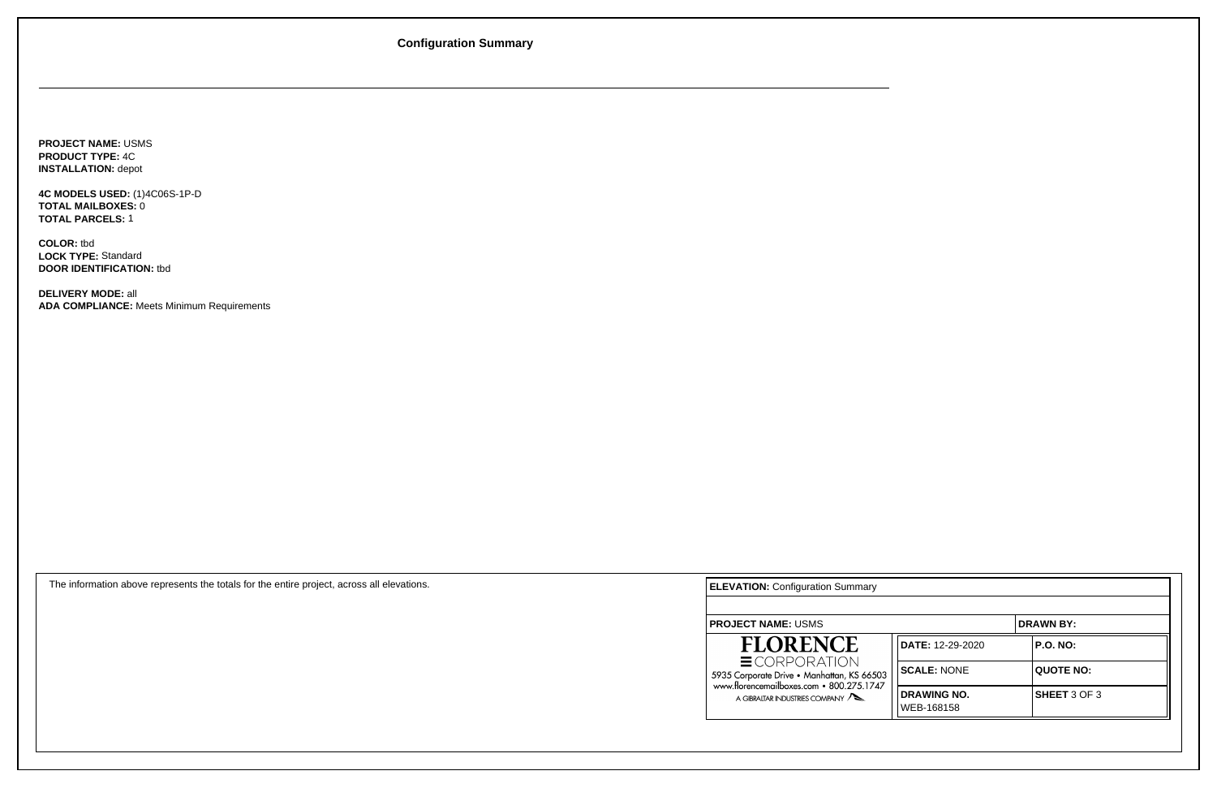# Configuration Summary

**PROJECT NAME:** USMS
**PRODUCT TYPE:** 4C
**INSTALLATION:** depot

**4C MODELS USED:** (1)4C06S-1P-D
**TOTAL MAILBOXES:** 0
**TOTAL PARCELS:** 1

**COLOR:** tbd
**LOCK TYPE:** Standard
**DOOR IDENTIFICATION:** tbd

**DELIVERY MODE:** all
**ADA COMPLIANCE:** Meets Minimum Requirements

The information above represents the totals for the entire project, across all elevations.

| | | |
|---|---|---|
| **ELEVATION:** Configuration Summary | | |
| **PROJECT NAME:** USMS | | **DRAWN BY:** |
| FLORENCE CORPORATION<br>5935 Corporate Drive • Manhattan, KS 66503<br>www.florencemailboxes.com • 800.275.1747<br>A GIBRALTAR INDUSTRIES COMPANY | **DATE:** 12-29-2020 | **P.O. NO:** |
| | **SCALE:** NONE | **QUOTE NO:** |
| | **DRAWING NO.** WEB-168158 | **SHEET** 3 OF 3 |